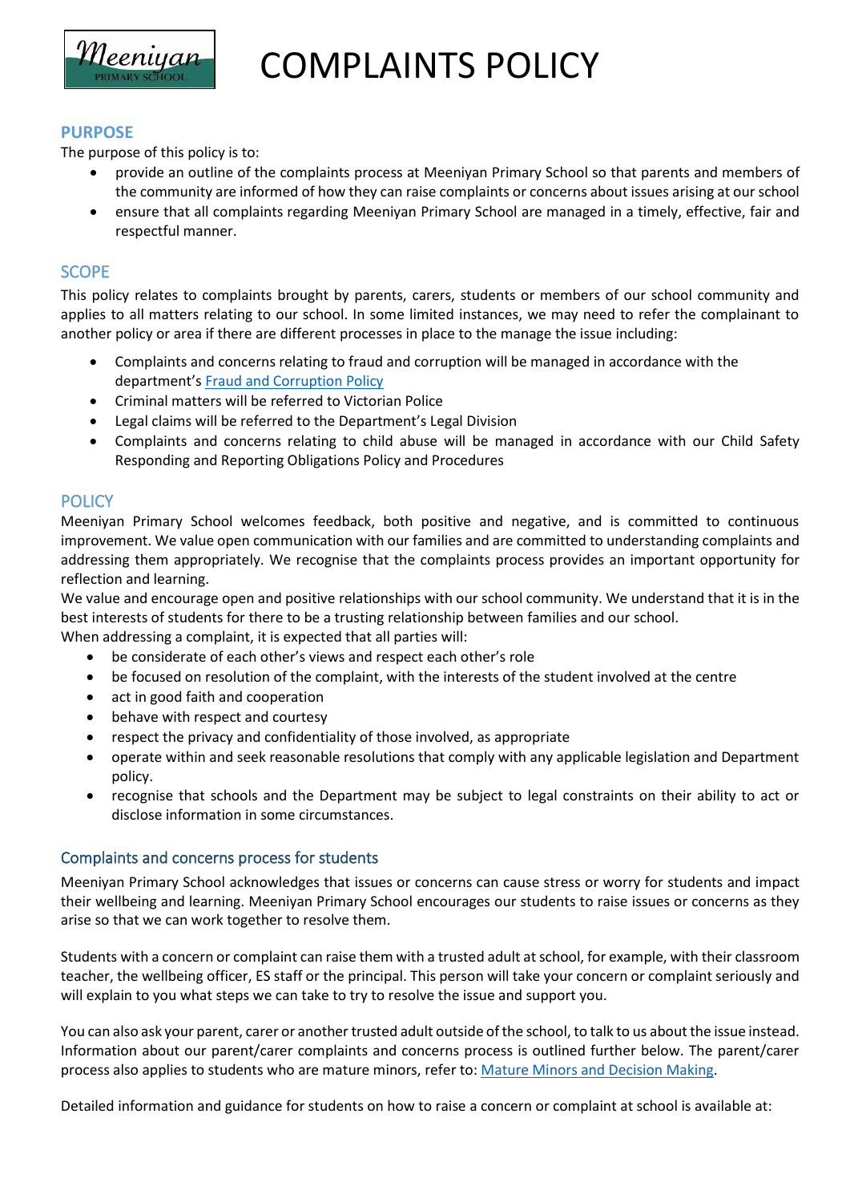# COMPLAINTS POLICY

## PURPOSE

The purpose of this policy is to:

- provide an outline of the complaints process at Meeniyan Primary School so that parents and members of the community are informed of how they can raise complaints or concerns about issues arising at our school
- ensure that all complaints regarding Meeniyan Primary School are managed in a timely, effective, fair and respectful manner.

## SCOPE

This policy relates to complaints brought by parents, carers, students or members of our school community and applies to all matters relating to our school. In some limited instances, we may need to refer the complainant to another policy or area if there are different processes in place to the manage the issue including:

- Complaints and concerns relating to fraud and corruption will be managed in accordance with the department's [Fraud and Corruption Policy]
- Criminal matters will be referred to Victorian Police
- Legal claims will be referred to the Department's Legal Division
- Complaints and concerns relating to child abuse will be managed in accordance with our Child Safety Responding and Reporting Obligations Policy and Procedures

## POLICY

Meeniyan Primary School welcomes feedback, both positive and negative, and is committed to continuous improvement. We value open communication with our families and are committed to understanding complaints and addressing them appropriately. We recognise that the complaints process provides an important opportunity for reflection and learning.

We value and encourage open and positive relationships with our school community. We understand that it is in the best interests of students for there to be a trusting relationship between families and our school.

When addressing a complaint, it is expected that all parties will:

- be considerate of each other's views and respect each other's role
- be focused on resolution of the complaint, with the interests of the student involved at the centre
- act in good faith and cooperation
- behave with respect and courtesy
- respect the privacy and confidentiality of those involved, as appropriate
- operate within and seek reasonable resolutions that comply with any applicable legislation and Department policy.
- recognise that schools and the Department may be subject to legal constraints on their ability to act or disclose information in some circumstances.

### Complaints and concerns process for students

Meeniyan Primary School acknowledges that issues or concerns can cause stress or worry for students and impact their wellbeing and learning. Meeniyan Primary School encourages our students to raise issues or concerns as they arise so that we can work together to resolve them.

Students with a concern or complaint can raise them with a trusted adult at school, for example, with their classroom teacher, the wellbeing officer, ES staff or the principal. This person will take your concern or complaint seriously and will explain to you what steps we can take to try to resolve the issue and support you.

You can also ask your parent, carer or another trusted adult outside of the school, to talk to us about the issue instead. Information about our parent/carer complaints and concerns process is outlined further below. The parent/carer process also applies to students who are mature minors, refer to: [Mature Minors and Decision Making].

Detailed information and guidance for students on how to raise a concern or complaint at school is available at: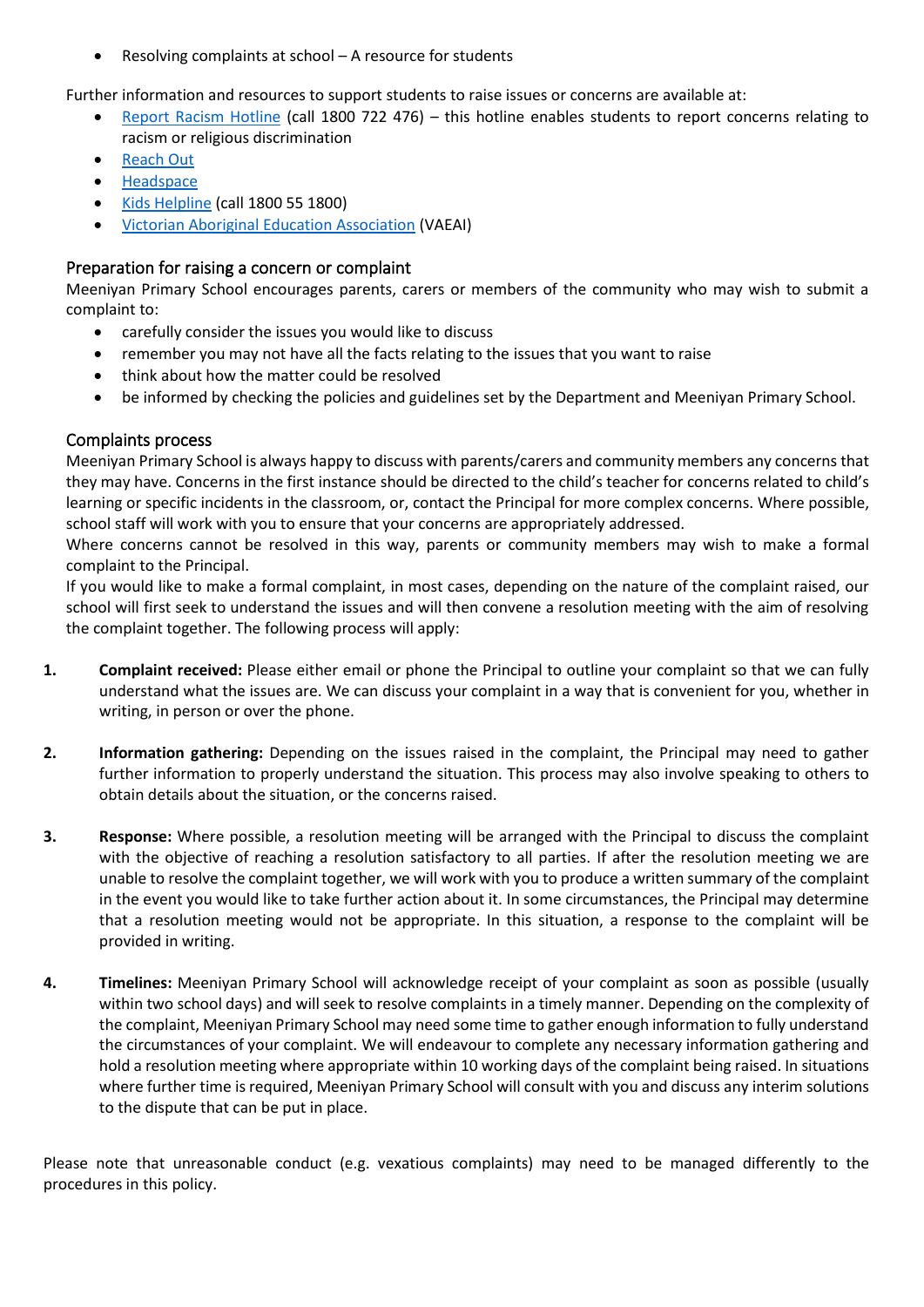- Resolving complaints at school – A resource for students

Further information and resources to support students to raise issues or concerns are available at:

- [Report Racism Hotline](#) (call 1800 722 476) – this hotline enables students to report concerns relating to racism or religious discrimination
- [Reach Out](#)
- [Headspace](#)
- [Kids Helpline](#) (call 1800 55 1800)
- [Victorian Aboriginal Education Association](#) (VAEAI)

## Preparation for raising a concern or complaint

Meeniyan Primary School encourages parents, carers or members of the community who may wish to submit a complaint to:

- carefully consider the issues you would like to discuss
- remember you may not have all the facts relating to the issues that you want to raise
- think about how the matter could be resolved
- be informed by checking the policies and guidelines set by the Department and Meeniyan Primary School.

## Complaints process

Meeniyan Primary School is always happy to discuss with parents/carers and community members any concerns that they may have. Concerns in the first instance should be directed to the child's teacher for concerns related to child's learning or specific incidents in the classroom, or, contact the Principal for more complex concerns. Where possible, school staff will work with you to ensure that your concerns are appropriately addressed.

Where concerns cannot be resolved in this way, parents or community members may wish to make a formal complaint to the Principal.

If you would like to make a formal complaint, in most cases, depending on the nature of the complaint raised, our school will first seek to understand the issues and will then convene a resolution meeting with the aim of resolving the complaint together. The following process will apply:

1. **Complaint received:** Please either email or phone the Principal to outline your complaint so that we can fully understand what the issues are. We can discuss your complaint in a way that is convenient for you, whether in writing, in person or over the phone.

2. **Information gathering:** Depending on the issues raised in the complaint, the Principal may need to gather further information to properly understand the situation. This process may also involve speaking to others to obtain details about the situation, or the concerns raised.

3. **Response:** Where possible, a resolution meeting will be arranged with the Principal to discuss the complaint with the objective of reaching a resolution satisfactory to all parties. If after the resolution meeting we are unable to resolve the complaint together, we will work with you to produce a written summary of the complaint in the event you would like to take further action about it. In some circumstances, the Principal may determine that a resolution meeting would not be appropriate. In this situation, a response to the complaint will be provided in writing.

4. **Timelines:** Meeniyan Primary School will acknowledge receipt of your complaint as soon as possible (usually within two school days) and will seek to resolve complaints in a timely manner. Depending on the complexity of the complaint, Meeniyan Primary School may need some time to gather enough information to fully understand the circumstances of your complaint. We will endeavour to complete any necessary information gathering and hold a resolution meeting where appropriate within 10 working days of the complaint being raised. In situations where further time is required, Meeniyan Primary School will consult with you and discuss any interim solutions to the dispute that can be put in place.

Please note that unreasonable conduct (e.g. vexatious complaints) may need to be managed differently to the procedures in this policy.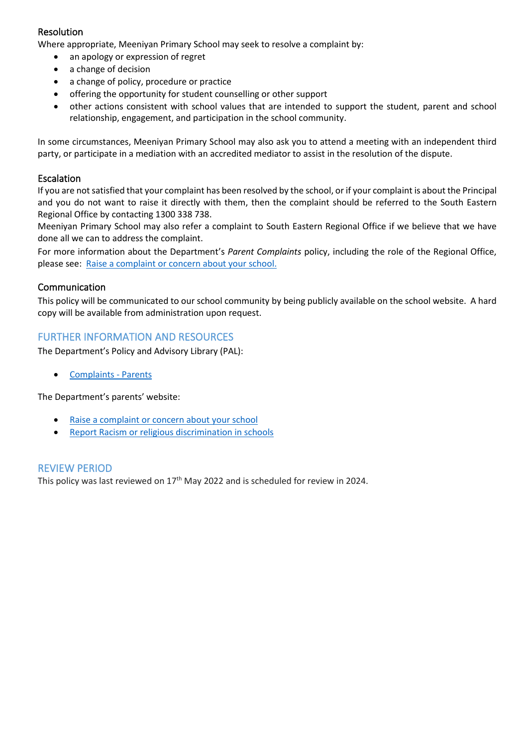### Resolution

Where appropriate, Meeniyan Primary School may seek to resolve a complaint by:

- an apology or expression of regret
- a change of decision
- a change of policy, procedure or practice
- offering the opportunity for student counselling or other support
- other actions consistent with school values that are intended to support the student, parent and school relationship, engagement, and participation in the school community.

In some circumstances, Meeniyan Primary School may also ask you to attend a meeting with an independent third party, or participate in a mediation with an accredited mediator to assist in the resolution of the dispute.

### Escalation

If you are not satisfied that your complaint has been resolved by the school, or if your complaint is about the Principal and you do not want to raise it directly with them, then the complaint should be referred to the South Eastern Regional Office by contacting 1300 338 738.

Meeniyan Primary School may also refer a complaint to South Eastern Regional Office if we believe that we have done all we can to address the complaint.

For more information about the Department's *Parent Complaints* policy, including the role of the Regional Office, please see: Raise a complaint or concern about your school.

### Communication

This policy will be communicated to our school community by being publicly available on the school website. A hard copy will be available from administration upon request.

## FURTHER INFORMATION AND RESOURCES

The Department's Policy and Advisory Library (PAL):

- Complaints - Parents

The Department's parents' website:

- Raise a complaint or concern about your school
- Report Racism or religious discrimination in schools

## REVIEW PERIOD

This policy was last reviewed on 17th May 2022 and is scheduled for review in 2024.